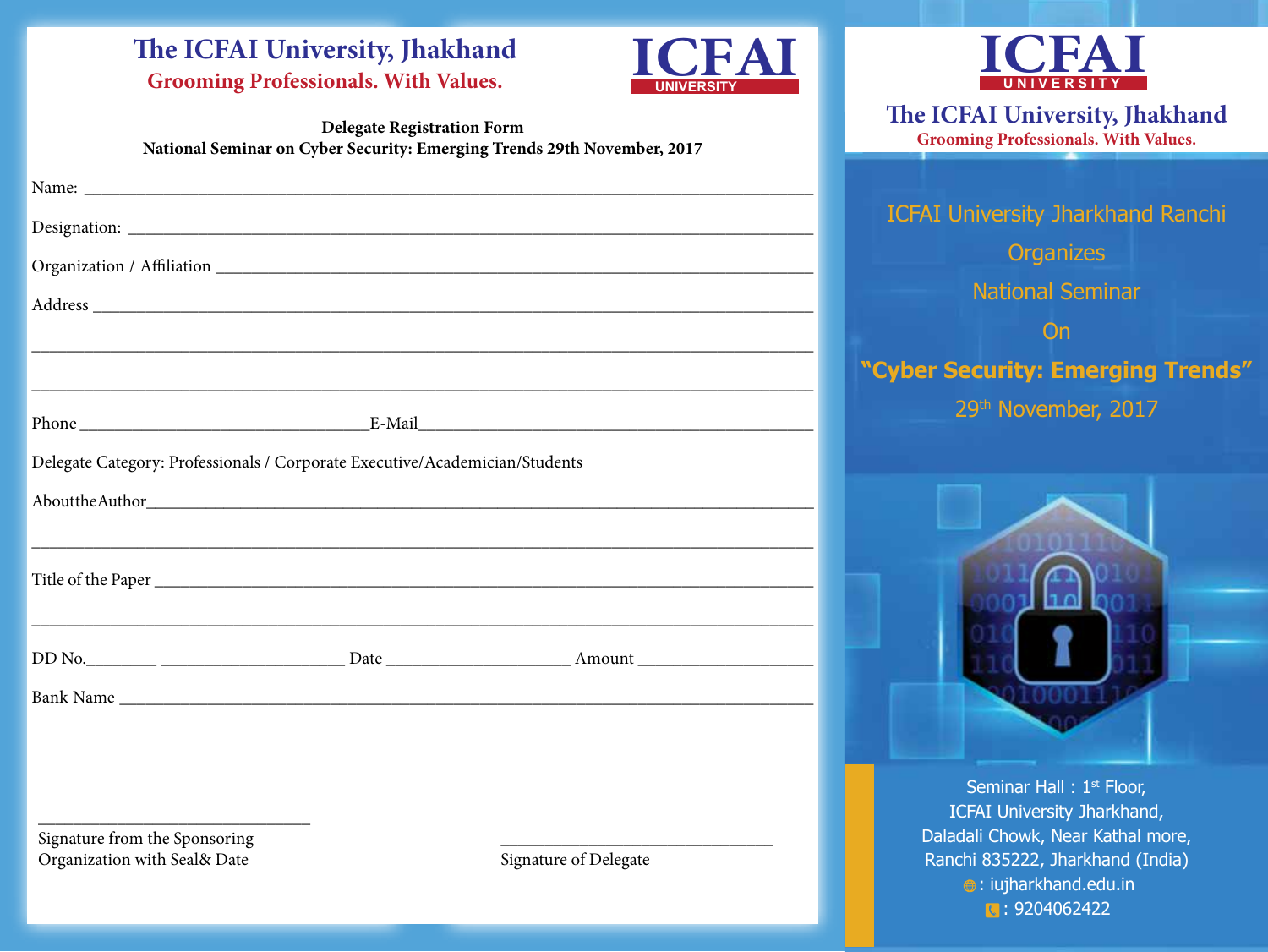# The ICFAI University, Jhakhand

**Grooming Professionals. With Values.**

ICFAI UNIVERSITY

**Delegate Registration Form**

**National Seminar on Cyber Security: Emerging Trends 29th November, 2017**

Name: ____________________________________________

Designation: ____________________________________________

Organization / Affiliation ____________________________________________

Address ____________________________________________

____________________________________________

____________________________________________

Phone ______________________ E-Mail ______________________

Delegate Category: Professionals / Corporate Executive/Academician/Students

AbouttheAuthor____________________________________________

____________________________________________

Title of the Paper ____________________________________________

____________________________________________

DD No.________ ______________ Date ______________ Amount ______________

Bank Name ____________________________________________

______________________
Signature from the Sponsoring Organization with Seal& Date

______________________
Signature of Delegate

---

ICFAI UNIVERSITY

# The ICFAI University, Jhakhand

**Grooming Professionals. With Values.**

ICFAI University Jharkhand Ranchi

Organizes

National Seminar

On

**"Cyber Security: Emerging Trends"**

29th November, 2017

Seminar Hall : 1st Floor,
ICFAI University Jharkhand,
Daladali Chowk, Near Kathal more,
Ranchi 835222, Jharkhand (India)
: iujharkhand.edu.in
: 9204062422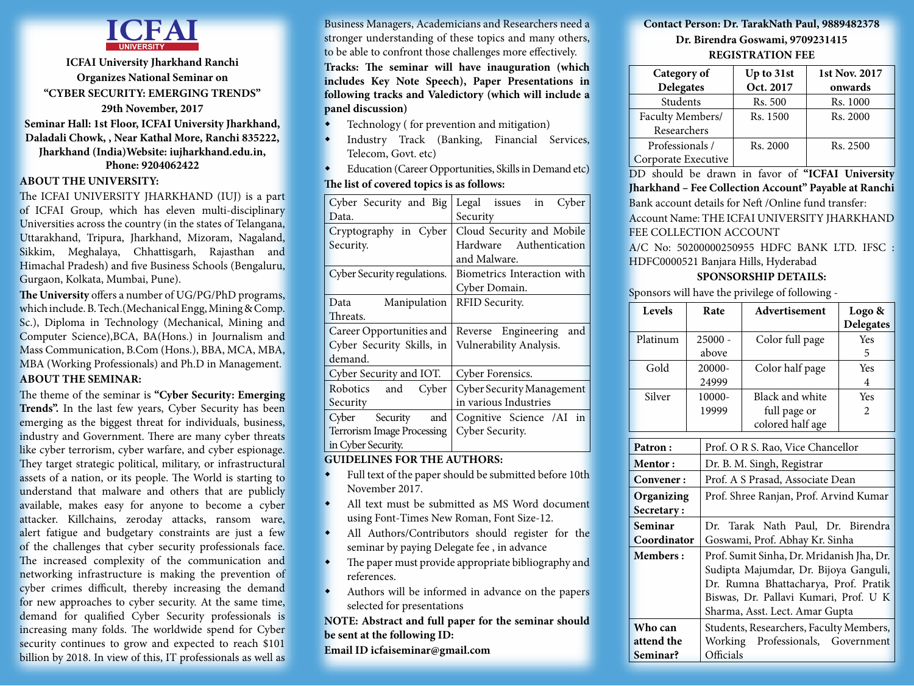# ICFAI UNIVERSITY

**ICFAI University Jharkhand Ranchi**
**Organizes National Seminar on**
**"CYBER SECURITY: EMERGING TRENDS"**
**29th November, 2017**
**Seminar Hall: 1st Floor, ICFAI University Jharkhand, Daladali Chowk, , Near Kathal More, Ranchi 835222, Jharkhand (India)Website: iujharkhand.edu.in, Phone: 9204062422**

## ABOUT THE UNIVERSITY:

The ICFAI UNIVERSITY JHARKHAND (IUJ) is a part of ICFAI Group, which has eleven multi-disciplinary Universities across the country (in the states of Telangana, Uttarakhand, Tripura, Jharkhand, Mizoram, Nagaland, Sikkim, Meghalaya, Chhattisgarh, Rajasthan and Himachal Pradesh) and five Business Schools (Bengaluru, Gurgaon, Kolkata, Mumbai, Pune).

**The University** offers a number of UG/PG/PhD programs, which include. B. Tech.(Mechanical Engg, Mining & Comp. Sc.), Diploma in Technology (Mechanical, Mining and Computer Science),BCA, BA(Hons.) in Journalism and Mass Communication, B.Com (Hons.), BBA, MCA, MBA, MBA (Working Professionals) and Ph.D in Management.

## ABOUT THE SEMINAR:

The theme of the seminar is **"Cyber Security: Emerging Trends".** In the last few years, Cyber Security has been emerging as the biggest threat for individuals, business, industry and Government. There are many cyber threats like cyber terrorism, cyber warfare, and cyber espionage. They target strategic political, military, or infrastructural assets of a nation, or its people. The World is starting to understand that malware and others that are publicly available, makes easy for anyone to become a cyber attacker. Killchains, zeroday attacks, ransom ware, alert fatigue and budgetary constraints are just a few of the challenges that cyber security professionals face. The increased complexity of the communication and networking infrastructure is making the prevention of cyber crimes difficult, thereby increasing the demand for new approaches to cyber security. At the same time, demand for qualified Cyber Security professionals is increasing many folds. The worldwide spend for Cyber security continues to grow and expected to reach $101 billion by 2018. In view of this, IT professionals as well as Business Managers, Academicians and Researchers need a stronger understanding of these topics and many others, to be able to confront those challenges more effectively.

**Tracks: The seminar will have inauguration (which includes Key Note Speech), Paper Presentations in following tracks and Valedictory (which will include a panel discussion)**

- Technology ( for prevention and mitigation)
- Industry Track (Banking, Financial Services, Telecom, Govt. etc)
- Education (Career Opportunities, Skills in Demand etc)

**The list of covered topics is as follows:**

| | |
|---|---|
| Cyber Security and Big Data. | Legal issues in Cyber Security |
| Cryptography in Cyber Security. | Cloud Security and Mobile Hardware Authentication and Malware. |
| Cyber Security regulations. | Biometrics Interaction with Cyber Domain. |
| Data Manipulation Threats. | RFID Security. |
| Career Opportunities and Cyber Security Skills, in demand. | Reverse Engineering and Vulnerability Analysis. |
| Cyber Security and IOT. | Cyber Forensics. |
| Robotics and Cyber Security | Cyber Security Management in various Industries |
| Cyber Security and Terrorism Image Processing in Cyber Security. | Cognitive Science /AI in Cyber Security. |

## GUIDELINES FOR THE AUTHORS:

- Full text of the paper should be submitted before 10th November 2017.
- All text must be submitted as MS Word document using Font-Times New Roman, Font Size-12.
- All Authors/Contributors should register for the seminar by paying Delegate fee , in advance
- The paper must provide appropriate bibliography and references.
- Authors will be informed in advance on the papers selected for presentations

**NOTE: Abstract and full paper for the seminar should be sent at the following ID:**

**Email ID icfaiseminar@gmail.com**

**Contact Person: Dr. TarakNath Paul, 9889482378**
**Dr. Birendra Goswami, 9709231415**

## REGISTRATION FEE

| Category of Delegates | Up to 31st Oct. 2017 | 1st Nov. 2017 onwards |
|---|---|---|
| Students | Rs. 500 | Rs. 1000 |
| Faculty Members/ Researchers | Rs. 1500 | Rs. 2000 |
| Professionals / Corporate Executive | Rs. 2000 | Rs. 2500 |

DD should be drawn in favor of **"ICFAI University Jharkhand – Fee Collection Account" Payable at Ranchi**

Bank account details for Neft /Online fund transfer:

Account Name: THE ICFAI UNIVERSITY JHARKHAND FEE COLLECTION ACCOUNT

A/C No: 50200000250955 HDFC BANK LTD. IFSC : HDFC0000521 Banjara Hills, Hyderabad

## SPONSORSHIP DETAILS:

Sponsors will have the privilege of following -

| Levels | Rate | Advertisement | Logo & Delegates |
|---|---|---|---|
| Platinum | 25000 - above | Color full page | Yes 5 |
| Gold | 20000-24999 | Color half page | Yes 4 |
| Silver | 10000-19999 | Black and white full page or colored half age | Yes 2 |

| | |
|---|---|
| **Patron :** | Prof. O R S. Rao, Vice Chancellor |
| **Mentor :** | Dr. B. M. Singh, Registrar |
| **Convener :** | Prof. A S Prasad, Associate Dean |
| **Organizing Secretary :** | Prof. Shree Ranjan, Prof. Arvind Kumar |
| **Seminar Coordinator** | Dr. Tarak Nath Paul, Dr. Birendra Goswami, Prof. Abhay Kr. Sinha |
| **Members :** | Prof. Sumit Sinha, Dr. Mridanish Jha, Dr. Sudipta Majumdar, Dr. Bijoya Ganguli, Dr. Rumna Bhattacharya, Prof. Pratik Biswas, Dr. Pallavi Kumari, Prof. U K Sharma, Asst. Lect. Amar Gupta |
| **Who can attend the Seminar?** | Students, Researchers, Faculty Members, Working Professionals, Government Officials |